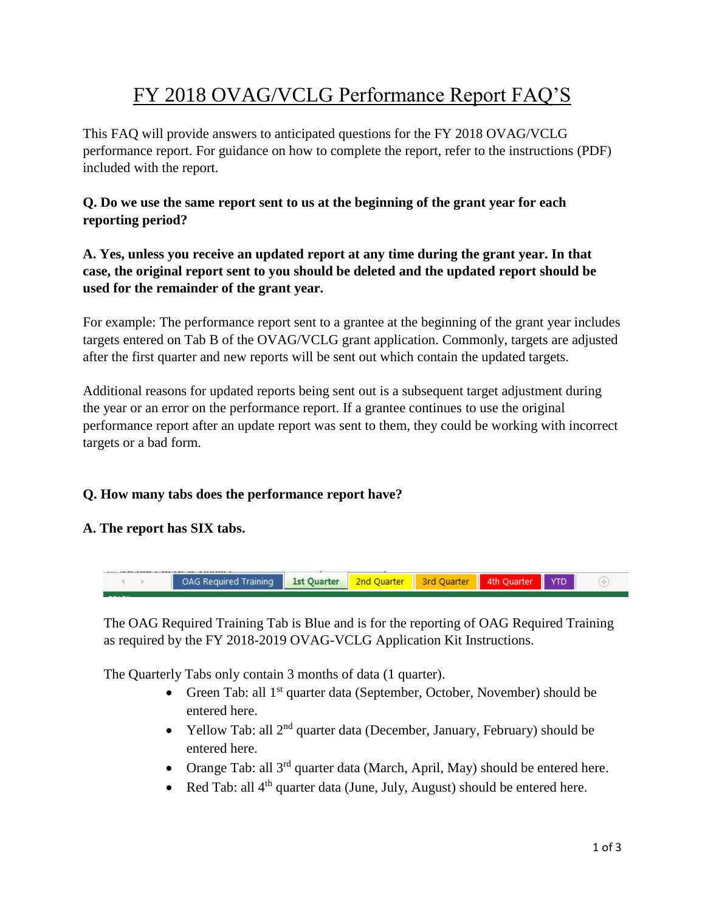# FY 2018 OVAG/VCLG Performance Report FAQ'S

This FAQ will provide answers to anticipated questions for the FY 2018 OVAG/VCLG performance report. For guidance on how to complete the report, refer to the instructions (PDF) included with the report.

**Q. Do we use the same report sent to us at the beginning of the grant year for each reporting period?**

**A. Yes, unless you receive an updated report at any time during the grant year. In that case, the original report sent to you should be deleted and the updated report should be used for the remainder of the grant year.**

For example: The performance report sent to a grantee at the beginning of the grant year includes targets entered on Tab B of the OVAG/VCLG grant application. Commonly, targets are adjusted after the first quarter and new reports will be sent out which contain the updated targets.

Additional reasons for updated reports being sent out is a subsequent target adjustment during the year or an error on the performance report. If a grantee continues to use the original performance report after an update report was sent to them, they could be working with incorrect targets or a bad form.

**Q. How many tabs does the performance report have?**

**A. The report has SIX tabs.**

OAG Required Training | 1st Quarter | 2nd Quarter | 3rd Quarter | 4th Quarter | YTD

The OAG Required Training Tab is Blue and is for the reporting of OAG Required Training as required by the FY 2018-2019 OVAG-VCLG Application Kit Instructions.

The Quarterly Tabs only contain 3 months of data (1 quarter).

- Green Tab: all 1st quarter data (September, October, November) should be entered here.
- Yellow Tab: all 2nd quarter data (December, January, February) should be entered here.
- Orange Tab: all 3rd quarter data (March, April, May) should be entered here.
- Red Tab: all 4th quarter data (June, July, August) should be entered here.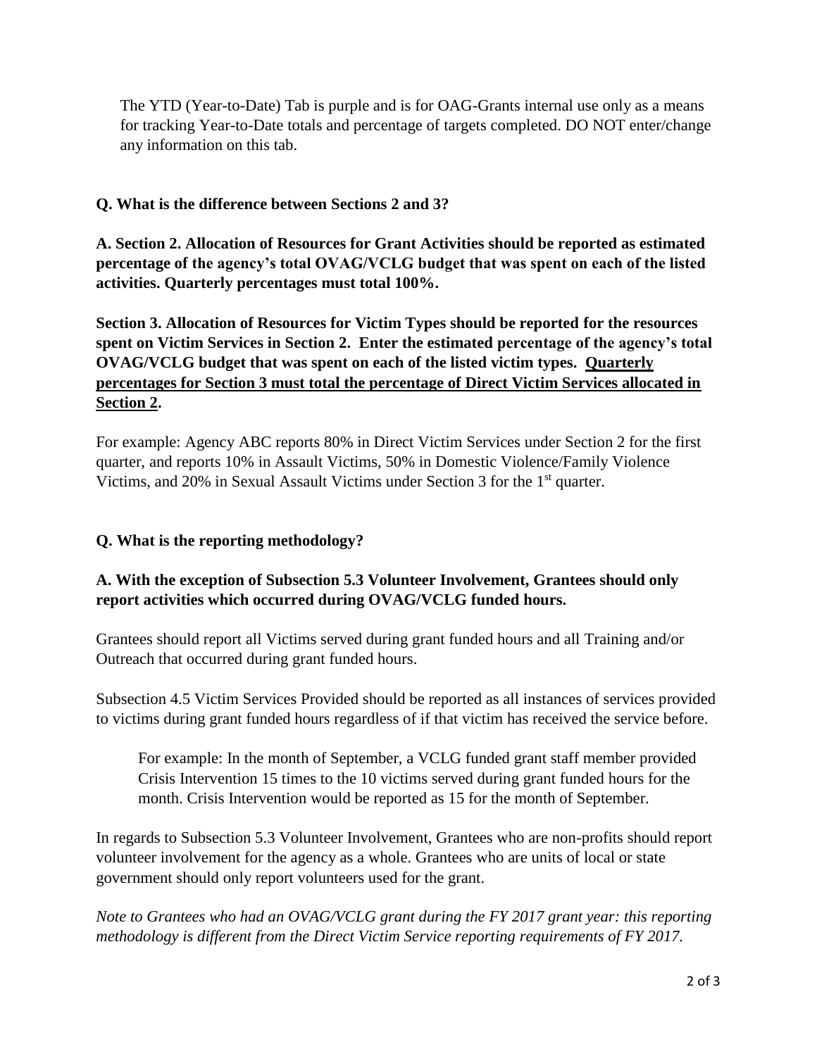The YTD (Year-to-Date) Tab is purple and is for OAG-Grants internal use only as a means for tracking Year-to-Date totals and percentage of targets completed. DO NOT enter/change any information on this tab.

**Q. What is the difference between Sections 2 and 3?**

**A. Section 2. Allocation of Resources for Grant Activities should be reported as estimated percentage of the agency's total OVAG/VCLG budget that was spent on each of the listed activities. Quarterly percentages must total 100%.**

**Section 3. Allocation of Resources for Victim Types should be reported for the resources spent on Victim Services in Section 2. Enter the estimated percentage of the agency's total OVAG/VCLG budget that was spent on each of the listed victim types. <u>Quarterly percentages for Section 3 must total the percentage of Direct Victim Services allocated in Section 2</u>.**

For example: Agency ABC reports 80% in Direct Victim Services under Section 2 for the first quarter, and reports 10% in Assault Victims, 50% in Domestic Violence/Family Violence Victims, and 20% in Sexual Assault Victims under Section 3 for the 1st quarter.

**Q. What is the reporting methodology?**

**A. With the exception of Subsection 5.3 Volunteer Involvement, Grantees should only report activities which occurred during OVAG/VCLG funded hours.**

Grantees should report all Victims served during grant funded hours and all Training and/or Outreach that occurred during grant funded hours.

Subsection 4.5 Victim Services Provided should be reported as all instances of services provided to victims during grant funded hours regardless of if that victim has received the service before.

For example: In the month of September, a VCLG funded grant staff member provided Crisis Intervention 15 times to the 10 victims served during grant funded hours for the month. Crisis Intervention would be reported as 15 for the month of September.

In regards to Subsection 5.3 Volunteer Involvement, Grantees who are non-profits should report volunteer involvement for the agency as a whole. Grantees who are units of local or state government should only report volunteers used for the grant.

*Note to Grantees who had an OVAG/VCLG grant during the FY 2017 grant year: this reporting methodology is different from the Direct Victim Service reporting requirements of FY 2017.*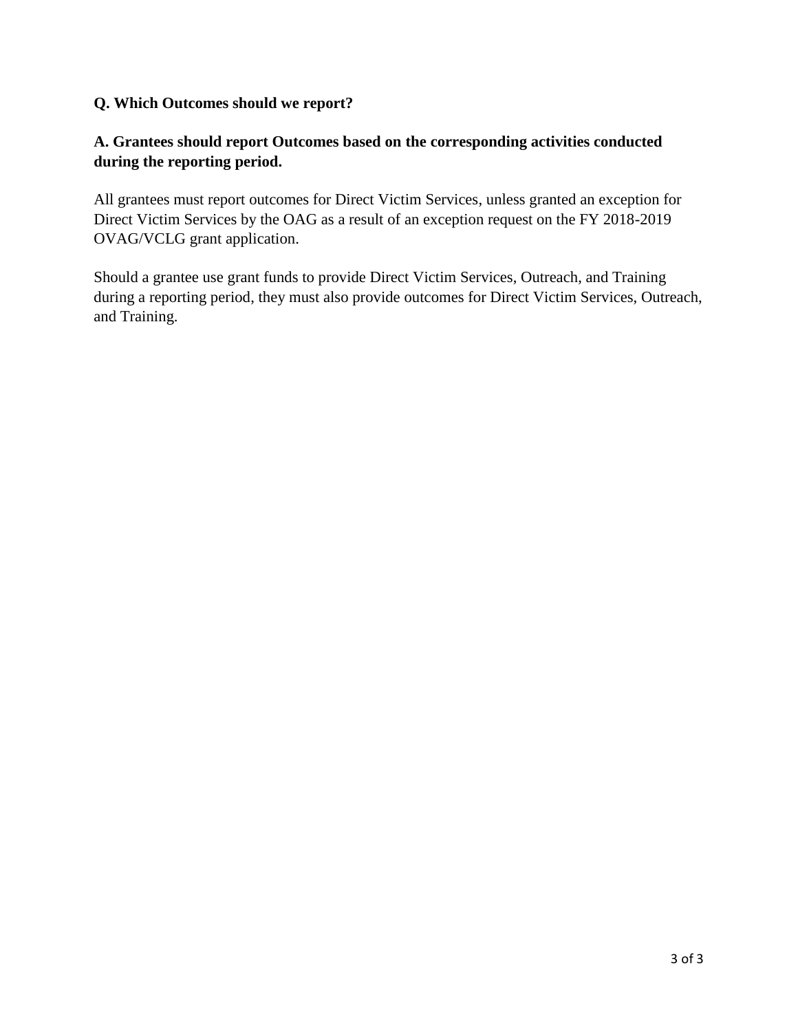**Q. Which Outcomes should we report?**

**A. Grantees should report Outcomes based on the corresponding activities conducted during the reporting period.**

All grantees must report outcomes for Direct Victim Services, unless granted an exception for Direct Victim Services by the OAG as a result of an exception request on the FY 2018-2019 OVAG/VCLG grant application.

Should a grantee use grant funds to provide Direct Victim Services, Outreach, and Training during a reporting period, they must also provide outcomes for Direct Victim Services, Outreach, and Training.